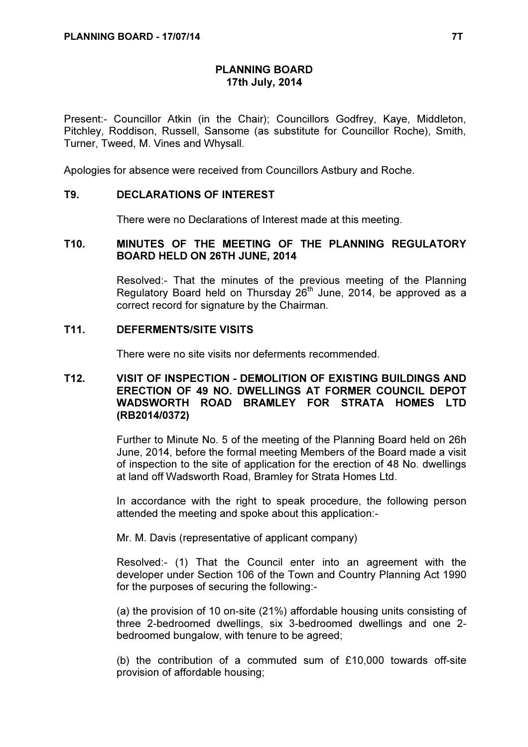# PLANNING BOARD
## 17th July, 2014

Present:- Councillor Atkin (in the Chair); Councillors Godfrey, Kaye, Middleton, Pitchley, Roddison, Russell, Sansome (as substitute for Councillor Roche), Smith, Turner, Tweed, M. Vines and Whysall.

Apologies for absence were received from Councillors Astbury and Roche.

### T9. DECLARATIONS OF INTEREST

There were no Declarations of Interest made at this meeting.

### T10. MINUTES OF THE MEETING OF THE PLANNING REGULATORY BOARD HELD ON 26TH JUNE, 2014

Resolved:- That the minutes of the previous meeting of the Planning Regulatory Board held on Thursday 26th June, 2014, be approved as a correct record for signature by the Chairman.

### T11. DEFERMENTS/SITE VISITS

There were no site visits nor deferments recommended.

### T12. VISIT OF INSPECTION - DEMOLITION OF EXISTING BUILDINGS AND ERECTION OF 49 NO. DWELLINGS AT FORMER COUNCIL DEPOT WADSWORTH ROAD BRAMLEY FOR STRATA HOMES LTD (RB2014/0372)

Further to Minute No. 5 of the meeting of the Planning Board held on 26h June, 2014, before the formal meeting Members of the Board made a visit of inspection to the site of application for the erection of 48 No. dwellings at land off Wadsworth Road, Bramley for Strata Homes Ltd.

In accordance with the right to speak procedure, the following person attended the meeting and spoke about this application:-

Mr. M. Davis (representative of applicant company)

Resolved:- (1) That the Council enter into an agreement with the developer under Section 106 of the Town and Country Planning Act 1990 for the purposes of securing the following:-

(a) the provision of 10 on-site (21%) affordable housing units consisting of three 2-bedroomed dwellings, six 3-bedroomed dwellings and one 2-bedroomed bungalow, with tenure to be agreed;

(b) the contribution of a commuted sum of £10,000 towards off-site provision of affordable housing;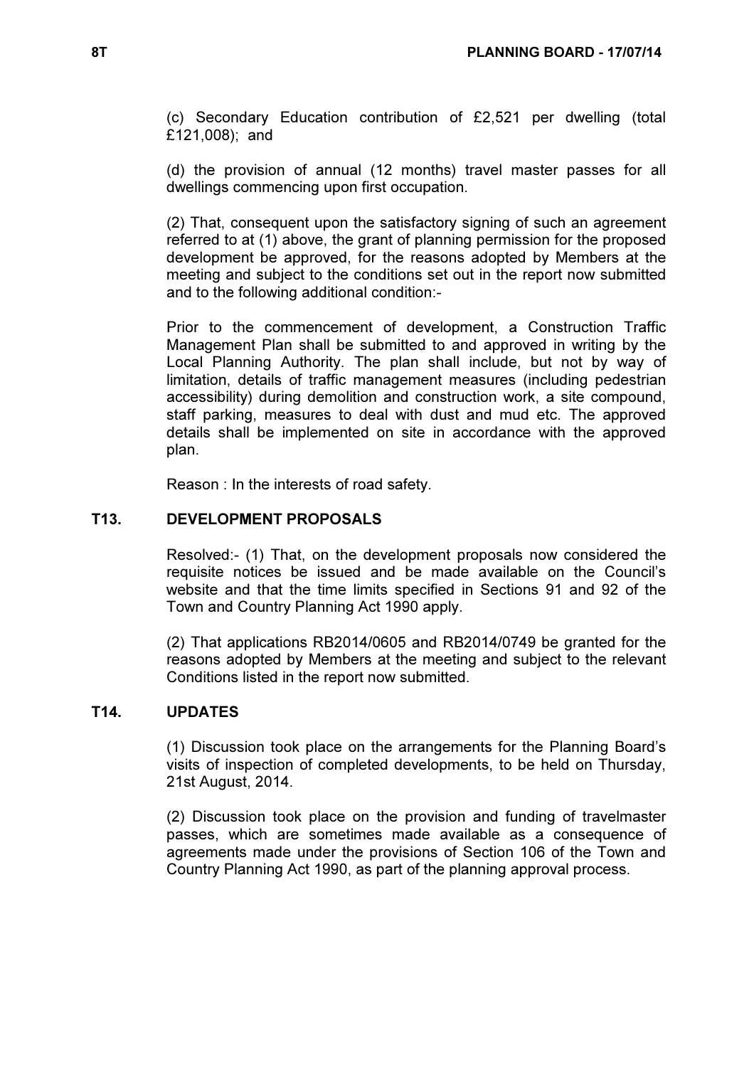(c) Secondary Education contribution of £2,521 per dwelling (total £121,008); and

(d) the provision of annual (12 months) travel master passes for all dwellings commencing upon first occupation.

(2) That, consequent upon the satisfactory signing of such an agreement referred to at (1) above, the grant of planning permission for the proposed development be approved, for the reasons adopted by Members at the meeting and subject to the conditions set out in the report now submitted and to the following additional condition:-

Prior to the commencement of development, a Construction Traffic Management Plan shall be submitted to and approved in writing by the Local Planning Authority. The plan shall include, but not by way of limitation, details of traffic management measures (including pedestrian accessibility) during demolition and construction work, a site compound, staff parking, measures to deal with dust and mud etc. The approved details shall be implemented on site in accordance with the approved plan.

Reason : In the interests of road safety.

## T13. DEVELOPMENT PROPOSALS

Resolved:- (1) That, on the development proposals now considered the requisite notices be issued and be made available on the Council's website and that the time limits specified in Sections 91 and 92 of the Town and Country Planning Act 1990 apply.

(2) That applications RB2014/0605 and RB2014/0749 be granted for the reasons adopted by Members at the meeting and subject to the relevant Conditions listed in the report now submitted.

## T14. UPDATES

(1) Discussion took place on the arrangements for the Planning Board's visits of inspection of completed developments, to be held on Thursday, 21st August, 2014.

(2) Discussion took place on the provision and funding of travelmaster passes, which are sometimes made available as a consequence of agreements made under the provisions of Section 106 of the Town and Country Planning Act 1990, as part of the planning approval process.